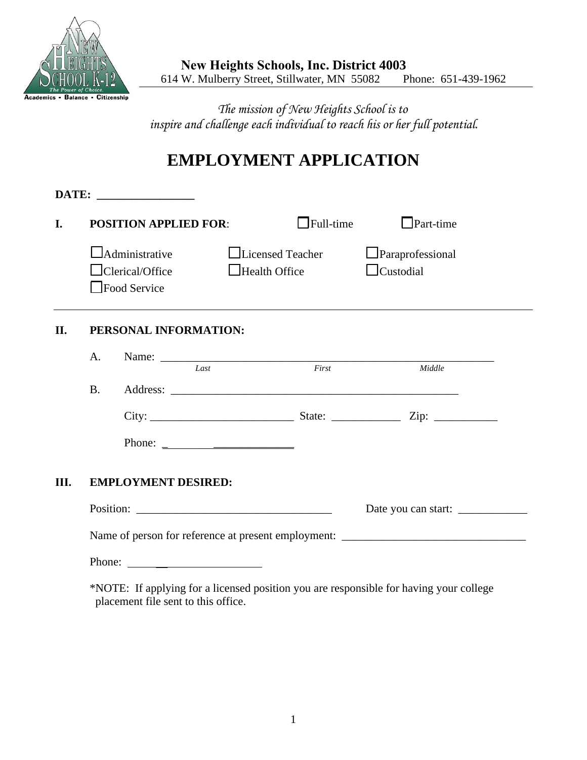**New Heights Schools, Inc. District 4003**
614 W. Mulberry Street, Stillwater, MN 55082 Phone: 651-439-1962

*The mission of New Heights School is to inspire and challenge each individual to reach his or her full potential.*

# EMPLOYMENT APPLICATION

**DATE:** _________________

## I. POSITION APPLIED FOR:

☐ Full-time ☐ Part-time

☐ Administrative ☐ Licensed Teacher ☐ Paraprofessional
☐ Clerical/Office ☐ Health Office ☐ Custodial
☐ Food Service

## II. PERSONAL INFORMATION:

A. Name: ____________________________________________________________
*Last* *First* *Middle*

B. Address: ____________________________________________________

City: _________________________ State: ____________ Zip: ___________

Phone: _______________________

## III. EMPLOYMENT DESIRED:

Position: __________________________________ Date you can start: ____________

Name of person for reference at present employment: ________________________________

Phone: ________________________

*NOTE: If applying for a licensed position you are responsible for having your college placement file sent to this office.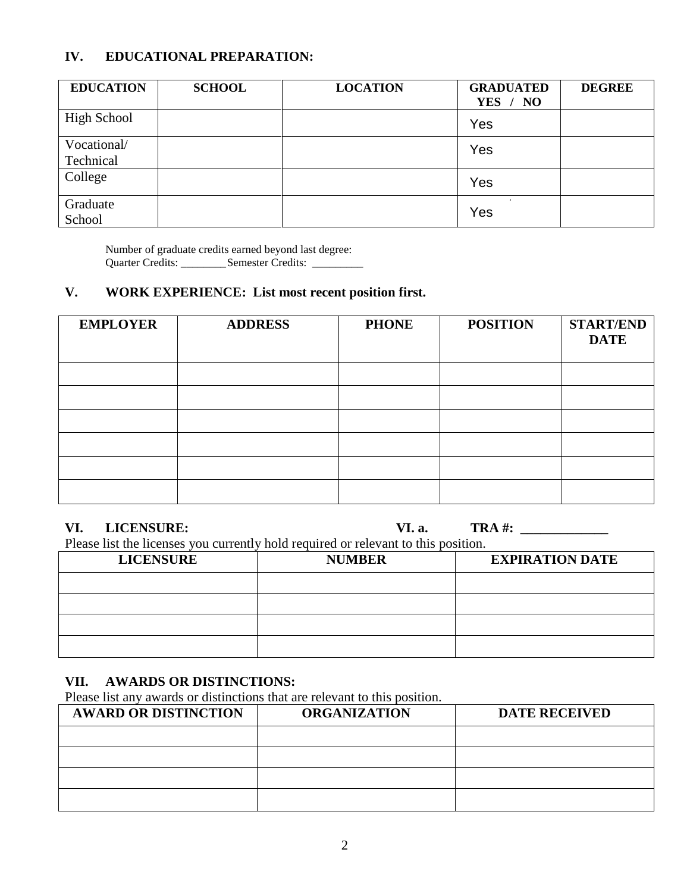## IV. EDUCATIONAL PREPARATION:

| EDUCATION | SCHOOL | LOCATION | GRADUATED YES / NO | DEGREE |
|---|---|---|---|---|
| High School | | | Yes | |
| Vocational/ Technical | | | Yes | |
| College | | | Yes | |
| Graduate School | | | Yes | |

Number of graduate credits earned beyond last degree:
Quarter Credits: ________ Semester Credits: _________

## V. WORK EXPERIENCE: List most recent position first.

| EMPLOYER | ADDRESS | PHONE | POSITION | START/END DATE |
|---|---|---|---|---|
| | | | | |
| | | | | |
| | | | | |
| | | | | |
| | | | | |
| | | | | |

## VI. LICENSURE: VI. a. TRA #: _____________

Please list the licenses you currently hold required or relevant to this position.

| LICENSURE | NUMBER | EXPIRATION DATE |
|---|---|---|
| | | |
| | | |
| | | |
| | | |

## VII. AWARDS OR DISTINCTIONS:

Please list any awards or distinctions that are relevant to this position.

| AWARD OR DISTINCTION | ORGANIZATION | DATE RECEIVED |
|---|---|---|
| | | |
| | | |
| | | |
| | | |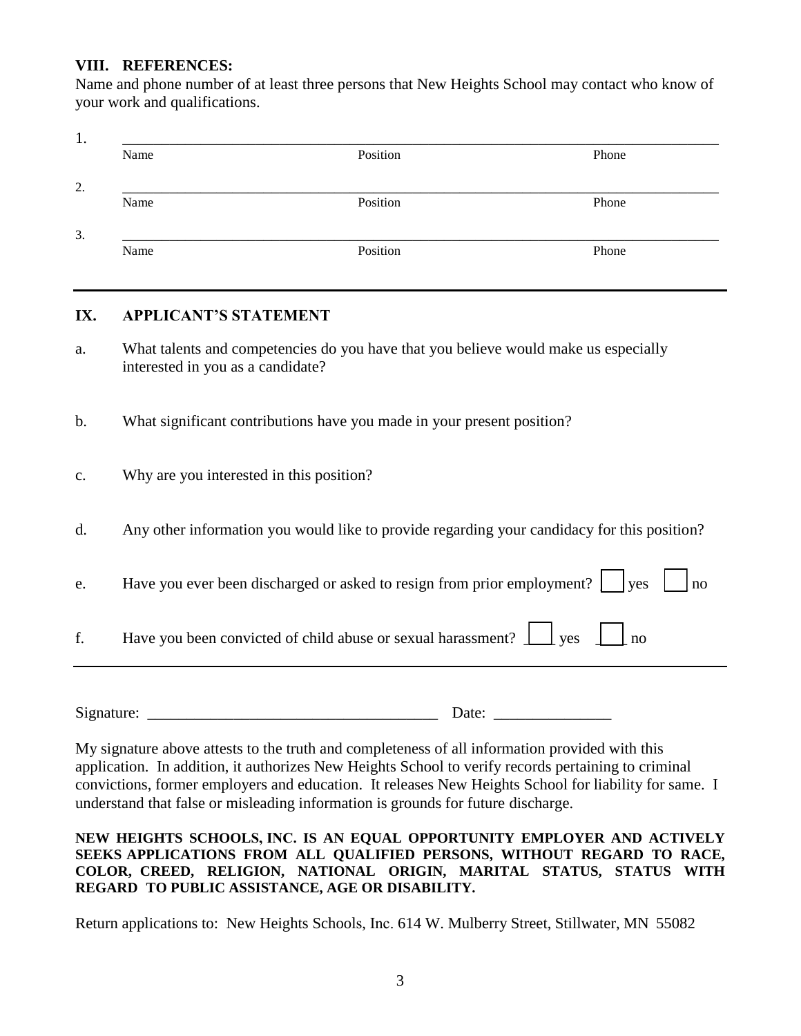## VIII. REFERENCES:

Name and phone number of at least three persons that New Heights School may contact who know of your work and qualifications.

1. ______________________________________________________________________

   Name | Position | Phone

2. ______________________________________________________________________

   Name | Position | Phone

3. ______________________________________________________________________

   Name | Position | Phone

---

## IX. APPLICANT'S STATEMENT

a. What talents and competencies do you have that you believe would make us especially interested in you as a candidate?

b. What significant contributions have you made in your present position?

c. Why are you interested in this position?

d. Any other information you would like to provide regarding your candidacy for this position?

e. Have you ever been discharged or asked to resign from prior employment? ☐ yes ☐ no

f. Have you been convicted of child abuse or sexual harassment? ☐ yes ☐ no

---

Signature: ____________________________________ Date: _______________

My signature above attests to the truth and completeness of all information provided with this application. In addition, it authorizes New Heights School to verify records pertaining to criminal convictions, former employers and education. It releases New Heights School for liability for same. I understand that false or misleading information is grounds for future discharge.

**NEW HEIGHTS SCHOOLS, INC. IS AN EQUAL OPPORTUNITY EMPLOYER AND ACTIVELY SEEKS APPLICATIONS FROM ALL QUALIFIED PERSONS, WITHOUT REGARD TO RACE, COLOR, CREED, RELIGION, NATIONAL ORIGIN, MARITAL STATUS, STATUS WITH REGARD TO PUBLIC ASSISTANCE, AGE OR DISABILITY.**

Return applications to: New Heights Schools, Inc. 614 W. Mulberry Street, Stillwater, MN 55082